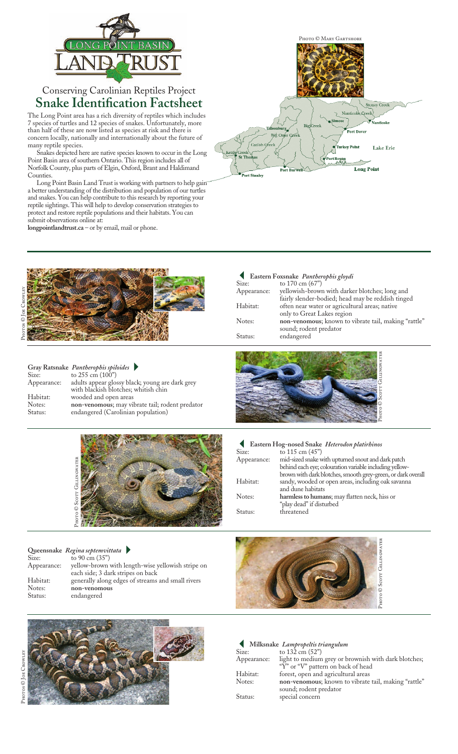# Long Point Basin Land Trust

## Conserving Carolinian Reptiles Project

# Snake Identification Factsheet

The Long Point area has a rich diversity of reptiles which includes 7 species of turtles and 12 species of snakes. Unfortunately, more than half of these are now listed as species at risk and there is concern locally, nationally and internationally about the future of many reptile species.

Snakes depicted here are native species known to occur in the Long Point Basin area of southern Ontario. This region includes all of Norfolk County, plus parts of Elgin, Oxford, Brant and Haldimand Counties.

Long Point Basin Land Trust is working with partners to help gain a better understanding of the distribution and population of our turtles and snakes. You can help contribute to this research by reporting your reptile sightings. This will help to develop conservation strategies to protect and restore reptile populations and their habitats. You can submit observations online at:

**longpointlandtrust.ca** – or by email, mail or phone.

Photo © Mary Gartshore

Stoney Creek, Nanticoke Creek, Nanticoke, Simcoe, Big Creek, Port Dover, Tillsonburg, Big Otter Creek, Catfish Creek, Turkey Point, Lake Erie, Kettle Creek, St Thomas, Port Rowan, Port Burwell, Long Point, Port Stanley

---

Photos © Joe Crowley

### Eastern Foxsnake *Pantherophis gloydi*

| | |
|---|---|
| Size: | to 170 cm (67") |
| Appearance: | yellowish-brown with darker blotches; long and fairly slender-bodied; head may be reddish tinged |
| Habitat: | often near water or agricultural areas; native only to Great Lakes region |
| Notes: | **non-venomous**; known to vibrate tail, making "rattle" sound; rodent predator |
| Status: | endangered |

### Gray Ratsnake *Pantherophis spiloides*

| | |
|---|---|
| Size: | to 255 cm (100") |
| Appearance: | adults appear glossy black; young are dark grey with blackish blotches; whitish chin |
| Habitat: | wooded and open areas |
| Notes: | **non-venomous**; may vibrate tail; rodent predator |
| Status: | endangered (Carolinian population) |

Photo © Scott Gillingwater

Photo © Scott Gillingwater

### Eastern Hog-nosed Snake *Heterodon platirhinos*

| | |
|---|---|
| Size: | to 115 cm (45") |
| Appearance: | mid-sized snake with upturned snout and dark patch behind each eye; colouration variable including yellow-brown with dark blotches, smooth grey-green, or dark overall |
| Habitat: | sandy, wooded or open areas, including oak savanna and dune habitats |
| Notes: | **harmless to humans**; may flatten neck, hiss or "play dead" if disturbed |
| Status: | threatened |

### Queensnake *Regina septemvittata*

| | |
|---|---|
| Size: | to 90 cm (35") |
| Appearance: | yellow-brown with length-wise yellowish stripe on each side; 3 dark stripes on back |
| Habitat: | generally along edges of streams and small rivers |
| Notes: | **non-venomous** |
| Status: | endangered |

Photo © Scott Gillingwater

Photos © Joe Crowley

### Milksnake *Lampropeltis triangulum*

| | |
|---|---|
| Size: | to 132 cm (52") |
| Appearance: | light to medium grey or brownish with dark blotches; "Y" or "V" pattern on back of head |
| Habitat: | forest, open and agricultural areas |
| Notes: | **non-venomous**; known to vibrate tail, making "rattle" sound; rodent predator |
| Status: | special concern |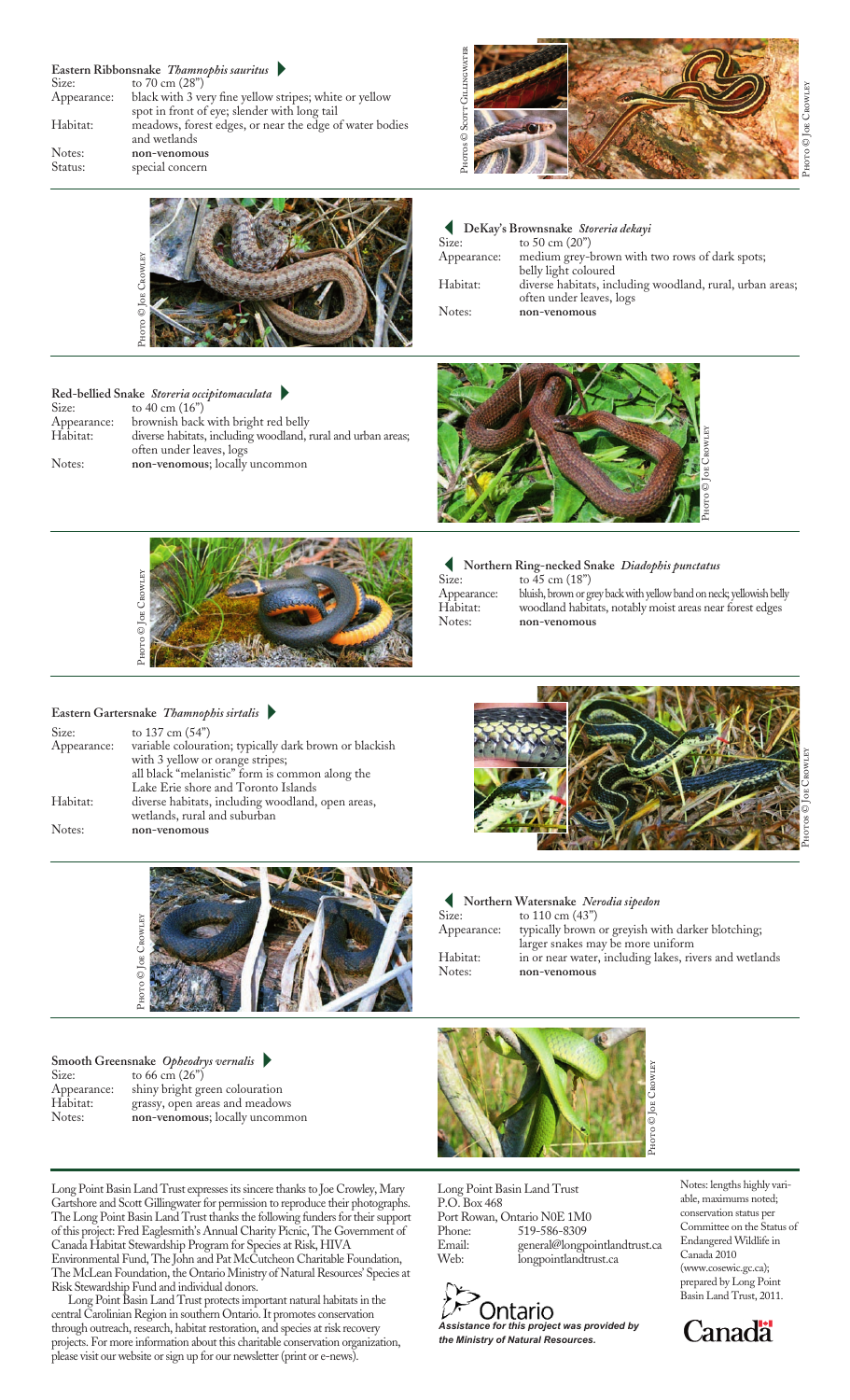### Eastern Ribbonsnake *Thamnophis sauritus*

Size: to 70 cm (28")
Appearance: black with 3 very fine yellow stripes; white or yellow spot in front of eye; slender with long tail
Habitat: meadows, forest edges, or near the edge of water bodies and wetlands
Notes: **non-venomous**
Status: special concern

Photos © Scott Gillingwater

Photo © Joe Crowley

### DeKay's Brownsnake *Storeria dekayi*

Size: to 50 cm (20")
Appearance: medium grey-brown with two rows of dark spots; belly light coloured
Habitat: diverse habitats, including woodland, rural, urban areas; often under leaves, logs
Notes: **non-venomous**

Photo © Joe Crowley

### Red-bellied Snake *Storeria occipitomaculata*

Size: to 40 cm (16")
Appearance: brownish back with bright red belly
Habitat: diverse habitats, including woodland, rural and urban areas; often under leaves, logs
Notes: **non-venomous**; locally uncommon

Photo © Joe Crowley

### Northern Ring-necked Snake *Diadophis punctatus*

Size: to 45 cm (18")
Appearance: bluish, brown or grey back with yellow band on neck; yellowish belly
Habitat: woodland habitats, notably moist areas near forest edges
Notes: **non-venomous**

Photo © Joe Crowley

### Eastern Gartersnake *Thamnophis sirtalis*

Size: to 137 cm (54")
Appearance: variable colouration; typically dark brown or blackish with 3 yellow or orange stripes; all black "melanistic" form is common along the Lake Erie shore and Toronto Islands
Habitat: diverse habitats, including woodland, open areas, wetlands, rural and suburban
Notes: **non-venomous**

Photos © Joe Crowley

### Northern Watersnake *Nerodia sipedon*

Size: to 110 cm (43")
Appearance: typically brown or greyish with darker blotching; larger snakes may be more uniform
Habitat: in or near water, including lakes, rivers and wetlands
Notes: **non-venomous**

Photo © Joe Crowley

### Smooth Greensnake *Opheodrys vernalis*

Size: to 66 cm (26")
Appearance: shiny bright green colouration
Habitat: grassy, open areas and meadows
Notes: **non-venomous**; locally uncommon

Photo © Joe Crowley

---

Long Point Basin Land Trust expresses its sincere thanks to Joe Crowley, Mary Gartshore and Scott Gillingwater for permission to reproduce their photographs. The Long Point Basin Land Trust thanks the following funders for their support of this project: Fred Eaglesmith's Annual Charity Picnic, The Government of Canada Habitat Stewardship Program for Species at Risk, HIVA Environmental Fund, The John and Pat McCutcheon Charitable Foundation, The McLean Foundation, the Ontario Ministry of Natural Resources' Species at Risk Stewardship Fund and individual donors.

Long Point Basin Land Trust protects important natural habitats in the central Carolinian Region in southern Ontario. It promotes conservation through outreach, research, habitat restoration, and species at risk recovery projects. For more information about this charitable conservation organization, please visit our website or sign up for our newsletter (print or e-news).

Long Point Basin Land Trust
P.O. Box 468
Port Rowan, Ontario N0E 1M0
Phone: 519-586-8309
Email: general@longpointlandtrust.ca
Web: longpointlandtrust.ca

Ontario
*Assistance for this project was provided by the Ministry of Natural Resources.*

Notes: lengths highly variable, maximums noted; conservation status per Committee on the Status of Endangered Wildlife in Canada 2010 (www.cosewic.gc.ca); prepared by Long Point Basin Land Trust, 2011.

Canada